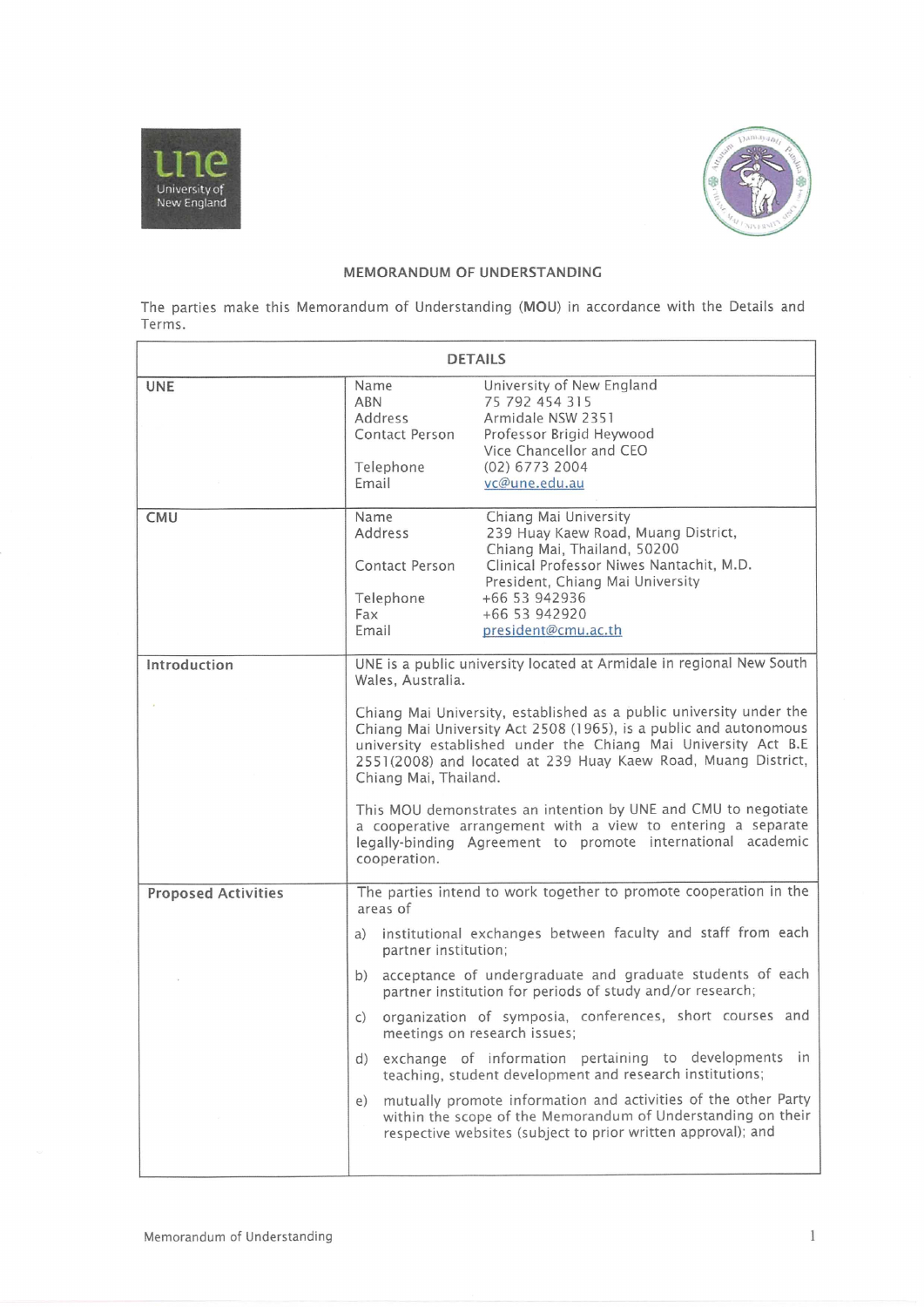# MEMORANDUM OF UNDERSTANDING

The parties make this Memorandum of Understanding (**MOU**) in accordance with the Details and Terms.

| DETAILS | |
|---|---|
| **UNE** | Name: University of New England<br>ABN: 75 792 454 315<br>Address: Armidale NSW 2351<br>Contact Person: Professor Brigid Heywood, Vice Chancellor and CEO<br>Telephone: (02) 6773 2004<br>Email: vc@une.edu.au |
| **CMU** | Name: Chiang Mai University<br>Address: 239 Huay Kaew Road, Muang District, Chiang Mai, Thailand, 50200<br>Contact Person: Clinical Professor Niwes Nantachit, M.D. President, Chiang Mai University<br>Telephone: +66 53 942936<br>Fax: +66 53 942920<br>Email: president@cmu.ac.th |
| **Introduction** | UNE is a public university located at Armidale in regional New South Wales, Australia.<br><br>Chiang Mai University, established as a public university under the Chiang Mai University Act 2508 (1965), is a public and autonomous university established under the Chiang Mai University Act B.E 2551(2008) and located at 239 Huay Kaew Road, Muang District, Chiang Mai, Thailand.<br><br>This MOU demonstrates an intention by UNE and CMU to negotiate a cooperative arrangement with a view to entering a separate legally-binding Agreement to promote international academic cooperation. |
| **Proposed Activities** | The parties intend to work together to promote cooperation in the areas of<br><br>a) institutional exchanges between faculty and staff from each partner institution;<br><br>b) acceptance of undergraduate and graduate students of each partner institution for periods of study and/or research;<br><br>c) organization of symposia, conferences, short courses and meetings on research issues;<br><br>d) exchange of information pertaining to developments in teaching, student development and research institutions;<br><br>e) mutually promote information and activities of the other Party within the scope of the Memorandum of Understanding on their respective websites (subject to prior written approval); and |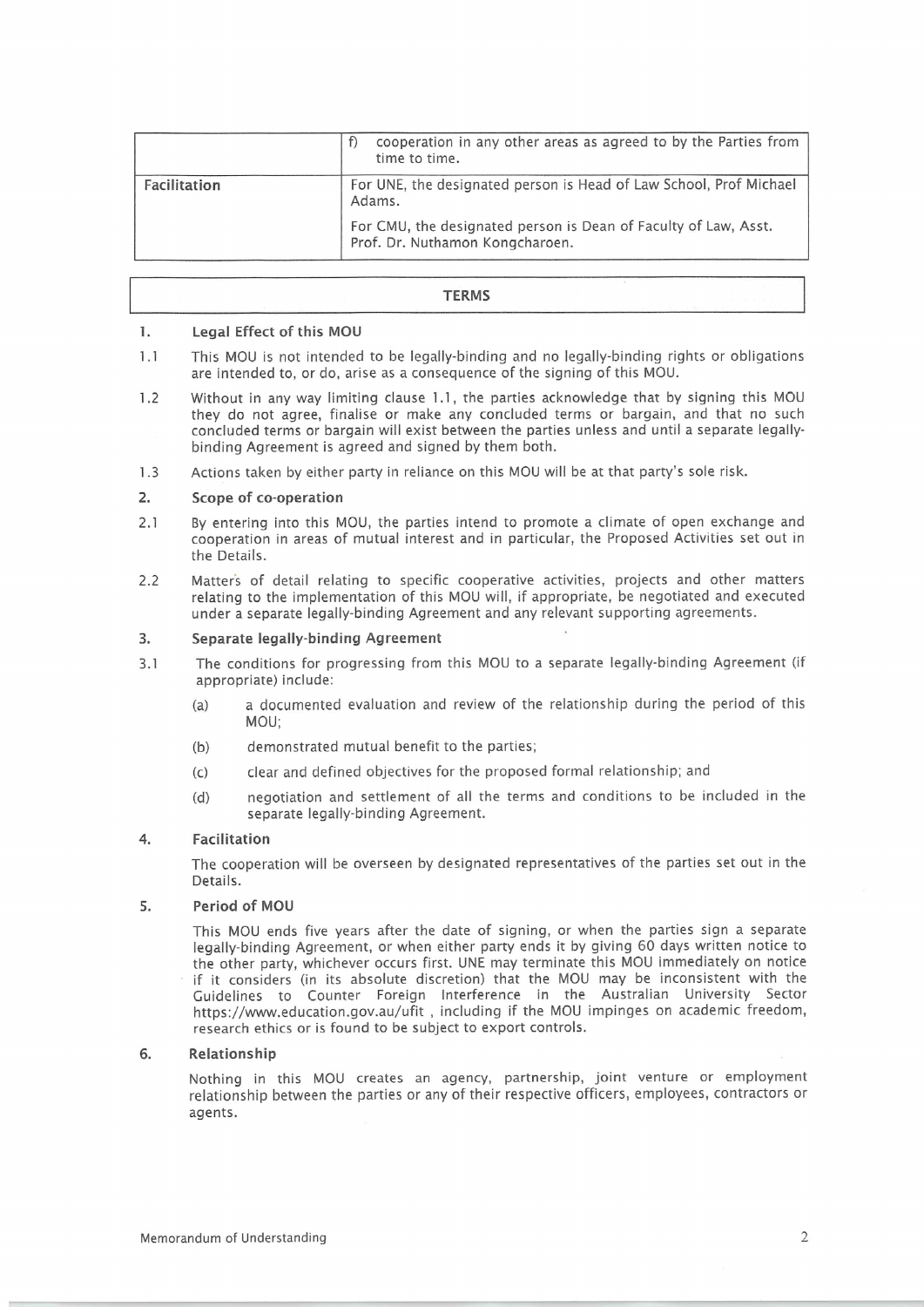| | |
|---|---|
| | f) cooperation in any other areas as agreed to by the Parties from time to time. |
| **Facilitation** | For UNE, the designated person is Head of Law School, Prof Michael Adams.<br><br>For CMU, the designated person is Dean of Faculty of Law, Asst. Prof. Dr. Nuthamon Kongcharoen. |

## TERMS

### 1. Legal Effect of this MOU

1.1 This MOU is not intended to be legally-binding and no legally-binding rights or obligations are intended to, or do, arise as a consequence of the signing of this MOU.

1.2 Without in any way limiting clause 1.1, the parties acknowledge that by signing this MOU they do not agree, finalise or make any concluded terms or bargain, and that no such concluded terms or bargain will exist between the parties unless and until a separate legally-binding Agreement is agreed and signed by them both.

1.3 Actions taken by either party in reliance on this MOU will be at that party's sole risk.

### 2. Scope of co-operation

2.1 By entering into this MOU, the parties intend to promote a climate of open exchange and cooperation in areas of mutual interest and in particular, the Proposed Activities set out in the Details.

2.2 Matters of detail relating to specific cooperative activities, projects and other matters relating to the implementation of this MOU will, if appropriate, be negotiated and executed under a separate legally-binding Agreement and any relevant supporting agreements.

### 3. Separate legally-binding Agreement

3.1 The conditions for progressing from this MOU to a separate legally-binding Agreement (if appropriate) include:

(a) a documented evaluation and review of the relationship during the period of this MOU;

(b) demonstrated mutual benefit to the parties;

(c) clear and defined objectives for the proposed formal relationship; and

(d) negotiation and settlement of all the terms and conditions to be included in the separate legally-binding Agreement.

### 4. Facilitation

The cooperation will be overseen by designated representatives of the parties set out in the Details.

### 5. Period of MOU

This MOU ends five years after the date of signing, or when the parties sign a separate legally-binding Agreement, or when either party ends it by giving 60 days written notice to the other party, whichever occurs first. UNE may terminate this MOU immediately on notice if it considers (in its absolute discretion) that the MOU may be inconsistent with the Guidelines to Counter Foreign Interference in the Australian University Sector https://www.education.gov.au/ufit , including if the MOU impinges on academic freedom, research ethics or is found to be subject to export controls.

### 6. Relationship

Nothing in this MOU creates an agency, partnership, joint venture or employment relationship between the parties or any of their respective officers, employees, contractors or agents.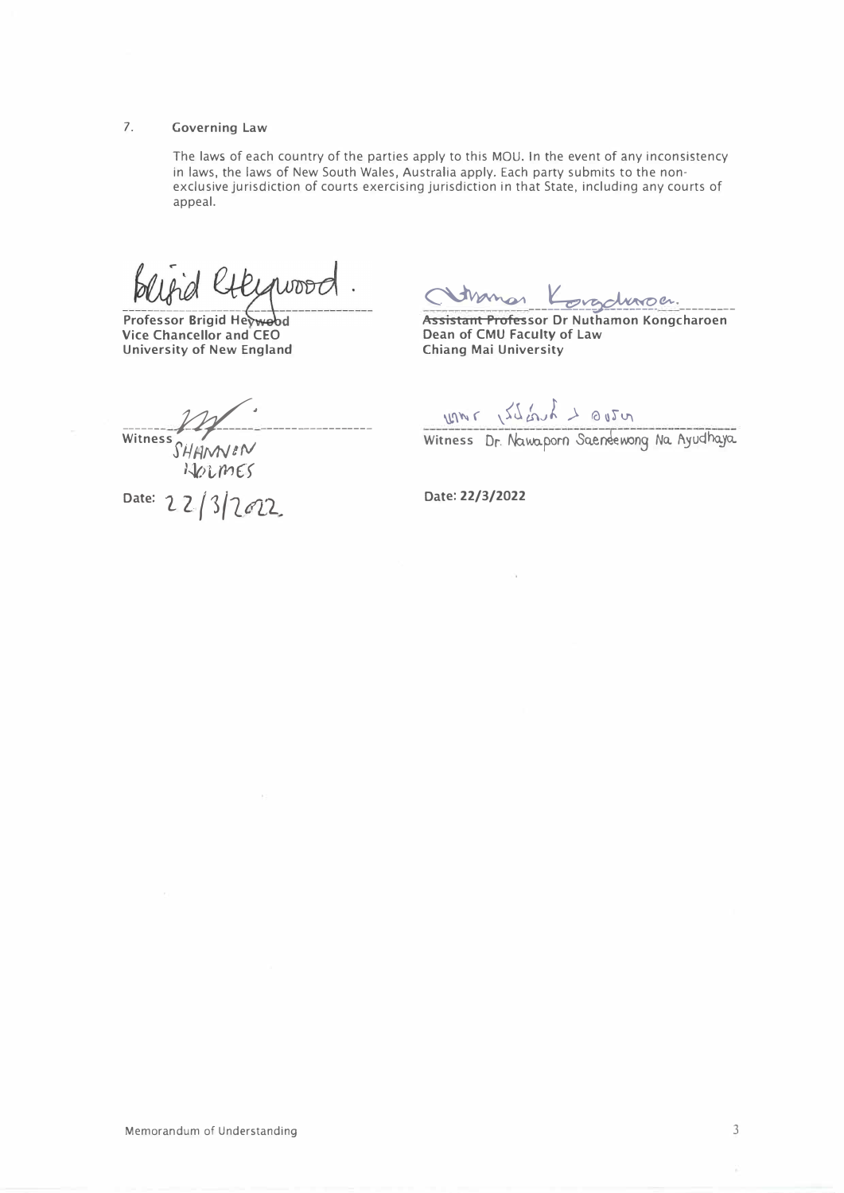## 7. Governing Law

The laws of each country of the parties apply to this MOU. In the event of any inconsistency in laws, the laws of New South Wales, Australia apply. Each party submits to the non-exclusive jurisdiction of courts exercising jurisdiction in that State, including any courts of appeal.

| | |
|---|---|
| **Professor Brigid Heywood** | ~~**Assistant Professor**~~ **Professor Dr Nuthamon Kongcharoen** |
| **Vice Chancellor and CEO** | **Dean of CMU Faculty of Law** |
| **University of New England** | **Chiang Mai University** |
| | |
| Witness SHANNON HOLMES | Witness Dr. Nawaporn Saenéewong Na Ayudhaya |
| | |
| Date: 22/3/2022 | Date: **22/3/2022** |